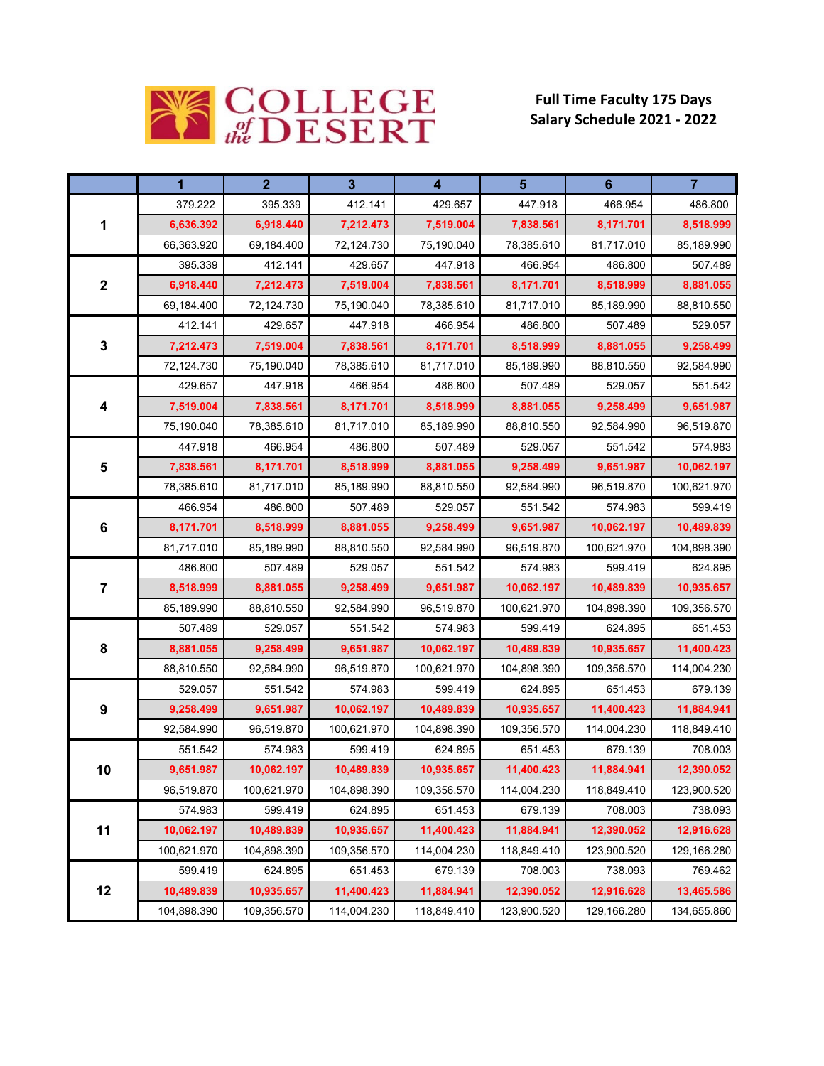COLLEGE of the DESERT

**Full Time Faculty 175 Days**
**Salary Schedule 2021 - 2022**

| | 1 | 2 | 3 | 4 | 5 | 6 | 7 |
|---|---|---|---|---|---|---|---|
| **1** | 379.222 | 395.339 | 412.141 | 429.657 | 447.918 | 466.954 | 486.800 |
| | **6,636.392** | **6,918.440** | **7,212.473** | **7,519.004** | **7,838.561** | **8,171.701** | **8,518.999** |
| | 66,363.920 | 69,184.400 | 72,124.730 | 75,190.040 | 78,385.610 | 81,717.010 | 85,189.990 |
| **2** | 395.339 | 412.141 | 429.657 | 447.918 | 466.954 | 486.800 | 507.489 |
| | **6,918.440** | **7,212.473** | **7,519.004** | **7,838.561** | **8,171.701** | **8,518.999** | **8,881.055** |
| | 69,184.400 | 72,124.730 | 75,190.040 | 78,385.610 | 81,717.010 | 85,189.990 | 88,810.550 |
| **3** | 412.141 | 429.657 | 447.918 | 466.954 | 486.800 | 507.489 | 529.057 |
| | **7,212.473** | **7,519.004** | **7,838.561** | **8,171.701** | **8,518.999** | **8,881.055** | **9,258.499** |
| | 72,124.730 | 75,190.040 | 78,385.610 | 81,717.010 | 85,189.990 | 88,810.550 | 92,584.990 |
| **4** | 429.657 | 447.918 | 466.954 | 486.800 | 507.489 | 529.057 | 551.542 |
| | **7,519.004** | **7,838.561** | **8,171.701** | **8,518.999** | **8,881.055** | **9,258.499** | **9,651.987** |
| | 75,190.040 | 78,385.610 | 81,717.010 | 85,189.990 | 88,810.550 | 92,584.990 | 96,519.870 |
| **5** | 447.918 | 466.954 | 486.800 | 507.489 | 529.057 | 551.542 | 574.983 |
| | **7,838.561** | **8,171.701** | **8,518.999** | **8,881.055** | **9,258.499** | **9,651.987** | **10,062.197** |
| | 78,385.610 | 81,717.010 | 85,189.990 | 88,810.550 | 92,584.990 | 96,519.870 | 100,621.970 |
| **6** | 466.954 | 486.800 | 507.489 | 529.057 | 551.542 | 574.983 | 599.419 |
| | **8,171.701** | **8,518.999** | **8,881.055** | **9,258.499** | **9,651.987** | **10,062.197** | **10,489.839** |
| | 81,717.010 | 85,189.990 | 88,810.550 | 92,584.990 | 96,519.870 | 100,621.970 | 104,898.390 |
| **7** | 486.800 | 507.489 | 529.057 | 551.542 | 574.983 | 599.419 | 624.895 |
| | **8,518.999** | **8,881.055** | **9,258.499** | **9,651.987** | **10,062.197** | **10,489.839** | **10,935.657** |
| | 85,189.990 | 88,810.550 | 92,584.990 | 96,519.870 | 100,621.970 | 104,898.390 | 109,356.570 |
| **8** | 507.489 | 529.057 | 551.542 | 574.983 | 599.419 | 624.895 | 651.453 |
| | **8,881.055** | **9,258.499** | **9,651.987** | **10,062.197** | **10,489.839** | **10,935.657** | **11,400.423** |
| | 88,810.550 | 92,584.990 | 96,519.870 | 100,621.970 | 104,898.390 | 109,356.570 | 114,004.230 |
| **9** | 529.057 | 551.542 | 574.983 | 599.419 | 624.895 | 651.453 | 679.139 |
| | **9,258.499** | **9,651.987** | **10,062.197** | **10,489.839** | **10,935.657** | **11,400.423** | **11,884.941** |
| | 92,584.990 | 96,519.870 | 100,621.970 | 104,898.390 | 109,356.570 | 114,004.230 | 118,849.410 |
| **10** | 551.542 | 574.983 | 599.419 | 624.895 | 651.453 | 679.139 | 708.003 |
| | **9,651.987** | **10,062.197** | **10,489.839** | **10,935.657** | **11,400.423** | **11,884.941** | **12,390.052** |
| | 96,519.870 | 100,621.970 | 104,898.390 | 109,356.570 | 114,004.230 | 118,849.410 | 123,900.520 |
| **11** | 574.983 | 599.419 | 624.895 | 651.453 | 679.139 | 708.003 | 738.093 |
| | **10,062.197** | **10,489.839** | **10,935.657** | **11,400.423** | **11,884.941** | **12,390.052** | **12,916.628** |
| | 100,621.970 | 104,898.390 | 109,356.570 | 114,004.230 | 118,849.410 | 123,900.520 | 129,166.280 |
| **12** | 599.419 | 624.895 | 651.453 | 679.139 | 708.003 | 738.093 | 769.462 |
| | **10,489.839** | **10,935.657** | **11,400.423** | **11,884.941** | **12,390.052** | **12,916.628** | **13,465.586** |
| | 104,898.390 | 109,356.570 | 114,004.230 | 118,849.410 | 123,900.520 | 129,166.280 | 134,655.860 |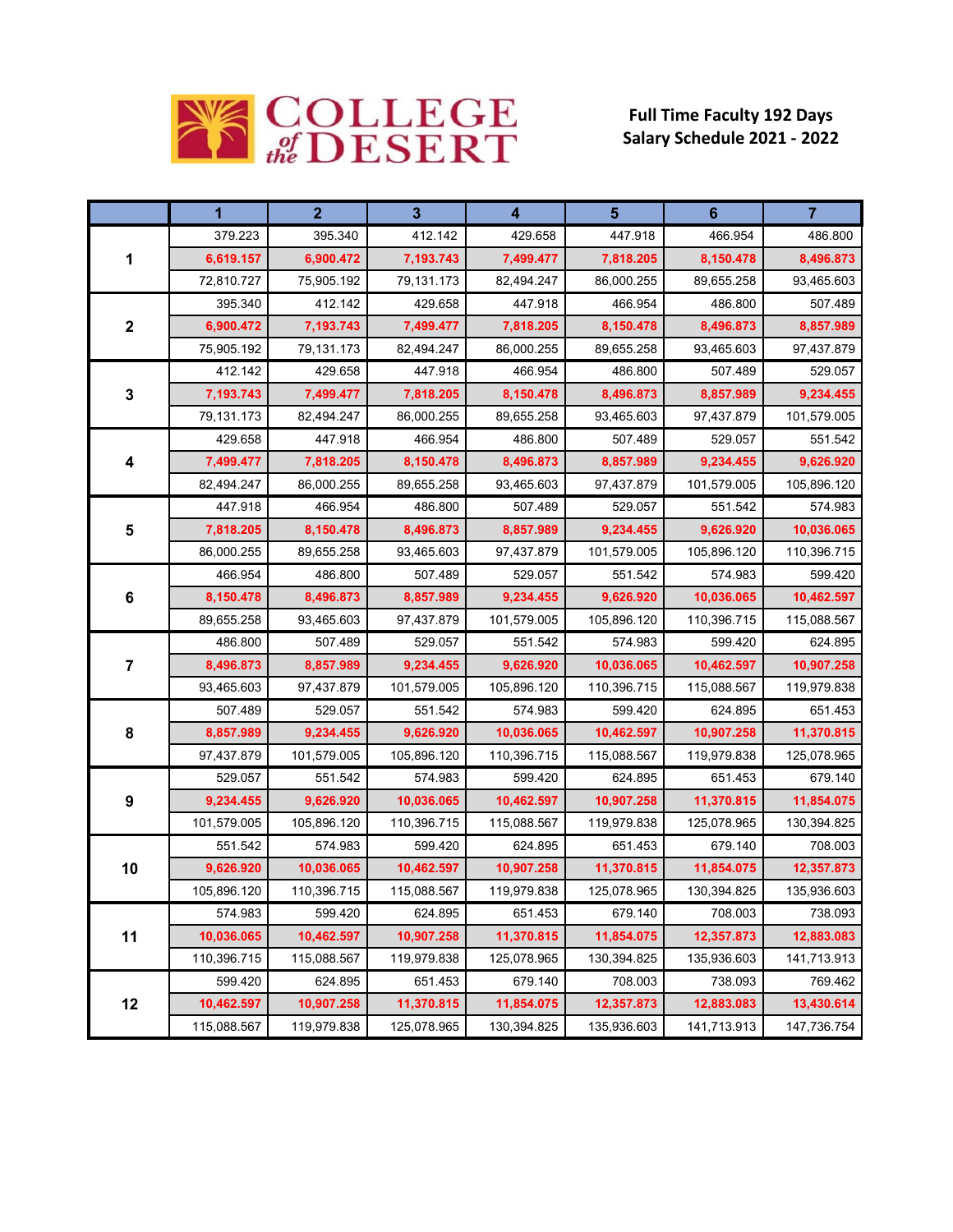**COLLEGE of the DESERT**

## Full Time Faculty 192 Days Salary Schedule 2021 - 2022

| | 1 | 2 | 3 | 4 | 5 | 6 | 7 |
|---|---|---|---|---|---|---|---|
| 1 | 379.223 | 395.340 | 412.142 | 429.658 | 447.918 | 466.954 | 486.800 |
| | **6,619.157** | **6,900.472** | **7,193.743** | **7,499.477** | **7,818.205** | **8,150.478** | **8,496.873** |
| | 72,810.727 | 75,905.192 | 79,131.173 | 82,494.247 | 86,000.255 | 89,655.258 | 93,465.603 |
| 2 | 395.340 | 412.142 | 429.658 | 447.918 | 466.954 | 486.800 | 507.489 |
| | **6,900.472** | **7,193.743** | **7,499.477** | **7,818.205** | **8,150.478** | **8,496.873** | **8,857.989** |
| | 75,905.192 | 79,131.173 | 82,494.247 | 86,000.255 | 89,655.258 | 93,465.603 | 97,437.879 |
| 3 | 412.142 | 429.658 | 447.918 | 466.954 | 486.800 | 507.489 | 529.057 |
| | **7,193.743** | **7,499.477** | **7,818.205** | **8,150.478** | **8,496.873** | **8,857.989** | **9,234.455** |
| | 79,131.173 | 82,494.247 | 86,000.255 | 89,655.258 | 93,465.603 | 97,437.879 | 101,579.005 |
| 4 | 429.658 | 447.918 | 466.954 | 486.800 | 507.489 | 529.057 | 551.542 |
| | **7,499.477** | **7,818.205** | **8,150.478** | **8,496.873** | **8,857.989** | **9,234.455** | **9,626.920** |
| | 82,494.247 | 86,000.255 | 89,655.258 | 93,465.603 | 97,437.879 | 101,579.005 | 105,896.120 |
| 5 | 447.918 | 466.954 | 486.800 | 507.489 | 529.057 | 551.542 | 574.983 |
| | **7,818.205** | **8,150.478** | **8,496.873** | **8,857.989** | **9,234.455** | **9,626.920** | **10,036.065** |
| | 86,000.255 | 89,655.258 | 93,465.603 | 97,437.879 | 101,579.005 | 105,896.120 | 110,396.715 |
| 6 | 466.954 | 486.800 | 507.489 | 529.057 | 551.542 | 574.983 | 599.420 |
| | **8,150.478** | **8,496.873** | **8,857.989** | **9,234.455** | **9,626.920** | **10,036.065** | **10,462.597** |
| | 89,655.258 | 93,465.603 | 97,437.879 | 101,579.005 | 105,896.120 | 110,396.715 | 115,088.567 |
| 7 | 486.800 | 507.489 | 529.057 | 551.542 | 574.983 | 599.420 | 624.895 |
| | **8,496.873** | **8,857.989** | **9,234.455** | **9,626.920** | **10,036.065** | **10,462.597** | **10,907.258** |
| | 93,465.603 | 97,437.879 | 101,579.005 | 105,896.120 | 110,396.715 | 115,088.567 | 119,979.838 |
| 8 | 507.489 | 529.057 | 551.542 | 574.983 | 599.420 | 624.895 | 651.453 |
| | **8,857.989** | **9,234.455** | **9,626.920** | **10,036.065** | **10,462.597** | **10,907.258** | **11,370.815** |
| | 97,437.879 | 101,579.005 | 105,896.120 | 110,396.715 | 115,088.567 | 119,979.838 | 125,078.965 |
| 9 | 529.057 | 551.542 | 574.983 | 599.420 | 624.895 | 651.453 | 679.140 |
| | **9,234.455** | **9,626.920** | **10,036.065** | **10,462.597** | **10,907.258** | **11,370.815** | **11,854.075** |
| | 101,579.005 | 105,896.120 | 110,396.715 | 115,088.567 | 119,979.838 | 125,078.965 | 130,394.825 |
| 10 | 551.542 | 574.983 | 599.420 | 624.895 | 651.453 | 679.140 | 708.003 |
| | **9,626.920** | **10,036.065** | **10,462.597** | **10,907.258** | **11,370.815** | **11,854.075** | **12,357.873** |
| | 105,896.120 | 110,396.715 | 115,088.567 | 119,979.838 | 125,078.965 | 130,394.825 | 135,936.603 |
| 11 | 574.983 | 599.420 | 624.895 | 651.453 | 679.140 | 708.003 | 738.093 |
| | **10,036.065** | **10,462.597** | **10,907.258** | **11,370.815** | **11,854.075** | **12,357.873** | **12,883.083** |
| | 110,396.715 | 115,088.567 | 119,979.838 | 125,078.965 | 130,394.825 | 135,936.603 | 141,713.913 |
| 12 | 599.420 | 624.895 | 651.453 | 679.140 | 708.003 | 738.093 | 769.462 |
| | **10,462.597** | **10,907.258** | **11,370.815** | **11,854.075** | **12,357.873** | **12,883.083** | **13,430.614** |
| | 115,088.567 | 119,979.838 | 125,078.965 | 130,394.825 | 135,936.603 | 141,713.913 | 147,736.754 |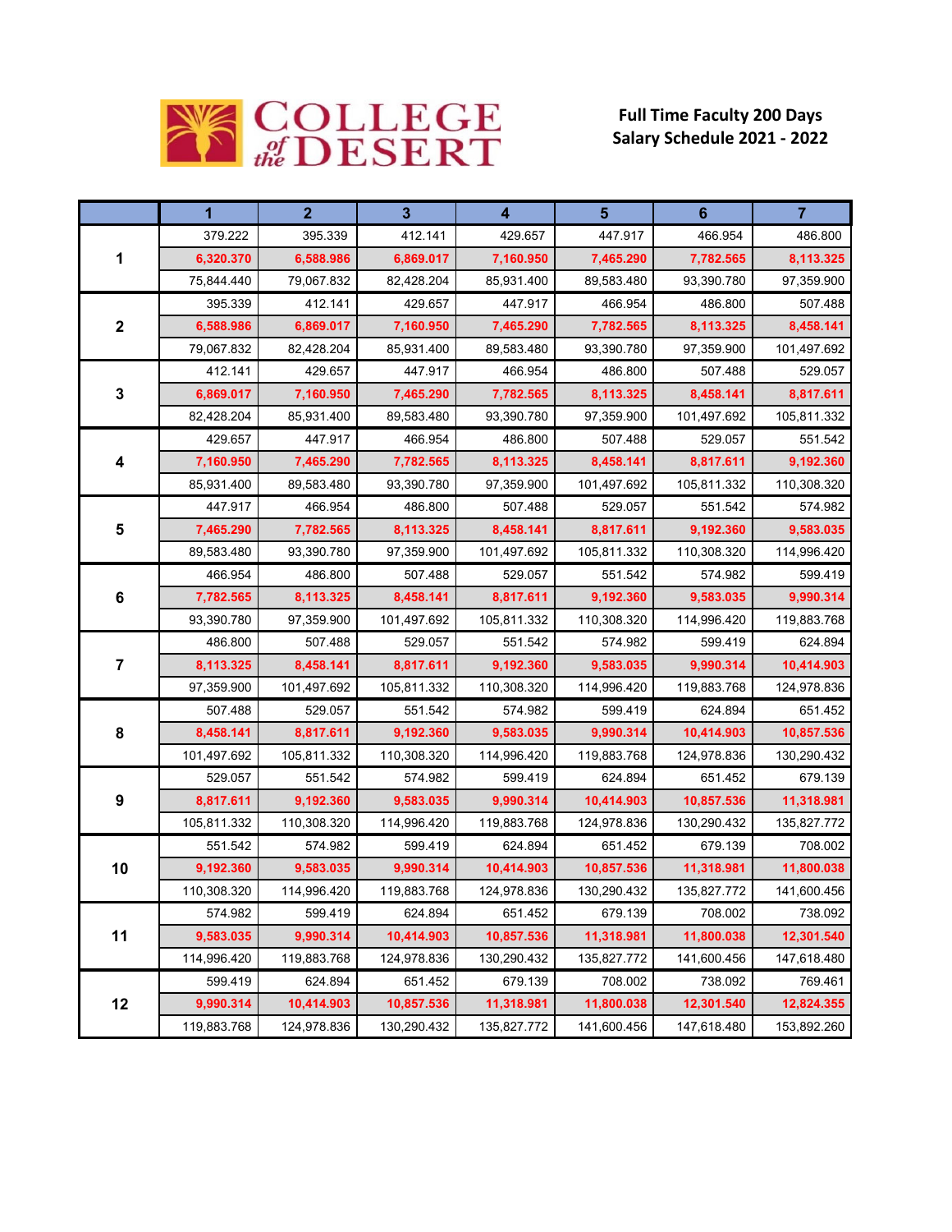# COLLEGE of the DESERT

**Full Time Faculty 200 Days**
**Salary Schedule 2021 - 2022**

| | 1 | 2 | 3 | 4 | 5 | 6 | 7 |
|---|---|---|---|---|---|---|---|
| | 379.222 | 395.339 | 412.141 | 429.657 | 447.917 | 466.954 | 486.800 |
| **1** | **6,320.370** | **6,588.986** | **6,869.017** | **7,160.950** | **7,465.290** | **7,782.565** | **8,113.325** |
| | 75,844.440 | 79,067.832 | 82,428.204 | 85,931.400 | 89,583.480 | 93,390.780 | 97,359.900 |
| | 395.339 | 412.141 | 429.657 | 447.917 | 466.954 | 486.800 | 507.488 |
| **2** | **6,588.986** | **6,869.017** | **7,160.950** | **7,465.290** | **7,782.565** | **8,113.325** | **8,458.141** |
| | 79,067.832 | 82,428.204 | 85,931.400 | 89,583.480 | 93,390.780 | 97,359.900 | 101,497.692 |
| | 412.141 | 429.657 | 447.917 | 466.954 | 486.800 | 507.488 | 529.057 |
| **3** | **6,869.017** | **7,160.950** | **7,465.290** | **7,782.565** | **8,113.325** | **8,458.141** | **8,817.611** |
| | 82,428.204 | 85,931.400 | 89,583.480 | 93,390.780 | 97,359.900 | 101,497.692 | 105,811.332 |
| | 429.657 | 447.917 | 466.954 | 486.800 | 507.488 | 529.057 | 551.542 |
| **4** | **7,160.950** | **7,465.290** | **7,782.565** | **8,113.325** | **8,458.141** | **8,817.611** | **9,192.360** |
| | 85,931.400 | 89,583.480 | 93,390.780 | 97,359.900 | 101,497.692 | 105,811.332 | 110,308.320 |
| | 447.917 | 466.954 | 486.800 | 507.488 | 529.057 | 551.542 | 574.982 |
| **5** | **7,465.290** | **7,782.565** | **8,113.325** | **8,458.141** | **8,817.611** | **9,192.360** | **9,583.035** |
| | 89,583.480 | 93,390.780 | 97,359.900 | 101,497.692 | 105,811.332 | 110,308.320 | 114,996.420 |
| | 466.954 | 486.800 | 507.488 | 529.057 | 551.542 | 574.982 | 599.419 |
| **6** | **7,782.565** | **8,113.325** | **8,458.141** | **8,817.611** | **9,192.360** | **9,583.035** | **9,990.314** |
| | 93,390.780 | 97,359.900 | 101,497.692 | 105,811.332 | 110,308.320 | 114,996.420 | 119,883.768 |
| | 486.800 | 507.488 | 529.057 | 551.542 | 574.982 | 599.419 | 624.894 |
| **7** | **8,113.325** | **8,458.141** | **8,817.611** | **9,192.360** | **9,583.035** | **9,990.314** | **10,414.903** |
| | 97,359.900 | 101,497.692 | 105,811.332 | 110,308.320 | 114,996.420 | 119,883.768 | 124,978.836 |
| | 507.488 | 529.057 | 551.542 | 574.982 | 599.419 | 624.894 | 651.452 |
| **8** | **8,458.141** | **8,817.611** | **9,192.360** | **9,583.035** | **9,990.314** | **10,414.903** | **10,857.536** |
| | 101,497.692 | 105,811.332 | 110,308.320 | 114,996.420 | 119,883.768 | 124,978.836 | 130,290.432 |
| | 529.057 | 551.542 | 574.982 | 599.419 | 624.894 | 651.452 | 679.139 |
| **9** | **8,817.611** | **9,192.360** | **9,583.035** | **9,990.314** | **10,414.903** | **10,857.536** | **11,318.981** |
| | 105,811.332 | 110,308.320 | 114,996.420 | 119,883.768 | 124,978.836 | 130,290.432 | 135,827.772 |
| | 551.542 | 574.982 | 599.419 | 624.894 | 651.452 | 679.139 | 708.002 |
| **10** | **9,192.360** | **9,583.035** | **9,990.314** | **10,414.903** | **10,857.536** | **11,318.981** | **11,800.038** |
| | 110,308.320 | 114,996.420 | 119,883.768 | 124,978.836 | 130,290.432 | 135,827.772 | 141,600.456 |
| | 574.982 | 599.419 | 624.894 | 651.452 | 679.139 | 708.002 | 738.092 |
| **11** | **9,583.035** | **9,990.314** | **10,414.903** | **10,857.536** | **11,318.981** | **11,800.038** | **12,301.540** |
| | 114,996.420 | 119,883.768 | 124,978.836 | 130,290.432 | 135,827.772 | 141,600.456 | 147,618.480 |
| | 599.419 | 624.894 | 651.452 | 679.139 | 708.002 | 738.092 | 769.461 |
| **12** | **9,990.314** | **10,414.903** | **10,857.536** | **11,318.981** | **11,800.038** | **12,301.540** | **12,824.355** |
| | 119,883.768 | 124,978.836 | 130,290.432 | 135,827.772 | 141,600.456 | 147,618.480 | 153,892.260 |